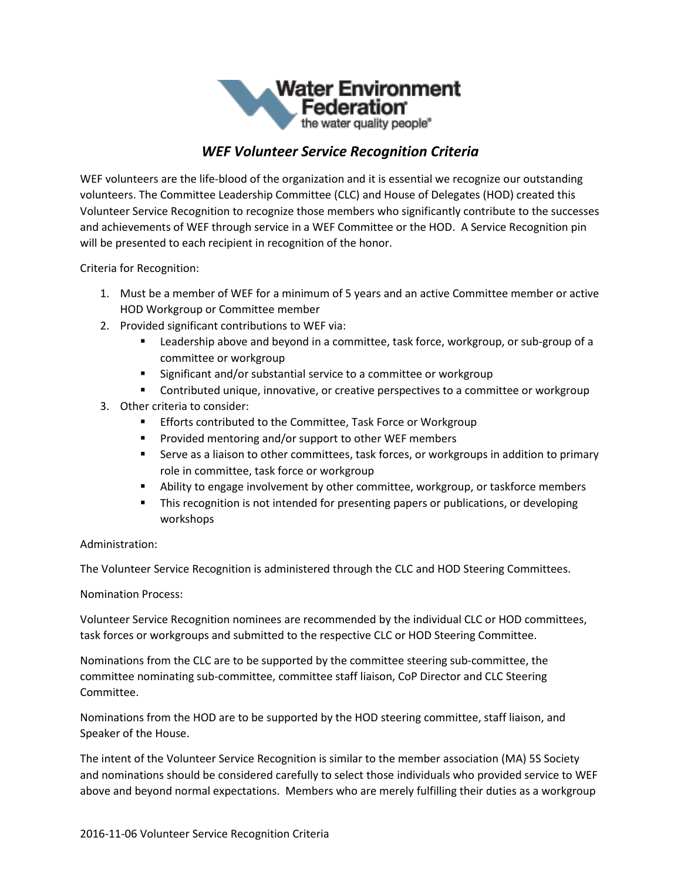# *WEF Volunteer Service Recognition Criteria*

WEF volunteers are the life-blood of the organization and it is essential we recognize our outstanding volunteers. The Committee Leadership Committee (CLC) and House of Delegates (HOD) created this Volunteer Service Recognition to recognize those members who significantly contribute to the successes and achievements of WEF through service in a WEF Committee or the HOD. A Service Recognition pin will be presented to each recipient in recognition of the honor.

Criteria for Recognition:

1. Must be a member of WEF for a minimum of 5 years and an active Committee member or active HOD Workgroup or Committee member
2. Provided significant contributions to WEF via:
   - Leadership above and beyond in a committee, task force, workgroup, or sub-group of a committee or workgroup
   - Significant and/or substantial service to a committee or workgroup
   - Contributed unique, innovative, or creative perspectives to a committee or workgroup
3. Other criteria to consider:
   - Efforts contributed to the Committee, Task Force or Workgroup
   - Provided mentoring and/or support to other WEF members
   - Serve as a liaison to other committees, task forces, or workgroups in addition to primary role in committee, task force or workgroup
   - Ability to engage involvement by other committee, workgroup, or taskforce members
   - This recognition is not intended for presenting papers or publications, or developing workshops

Administration:

The Volunteer Service Recognition is administered through the CLC and HOD Steering Committees.

Nomination Process:

Volunteer Service Recognition nominees are recommended by the individual CLC or HOD committees, task forces or workgroups and submitted to the respective CLC or HOD Steering Committee.

Nominations from the CLC are to be supported by the committee steering sub-committee, the committee nominating sub-committee, committee staff liaison, CoP Director and CLC Steering Committee.

Nominations from the HOD are to be supported by the HOD steering committee, staff liaison, and Speaker of the House.

The intent of the Volunteer Service Recognition is similar to the member association (MA) 5S Society and nominations should be considered carefully to select those individuals who provided service to WEF above and beyond normal expectations. Members who are merely fulfilling their duties as a workgroup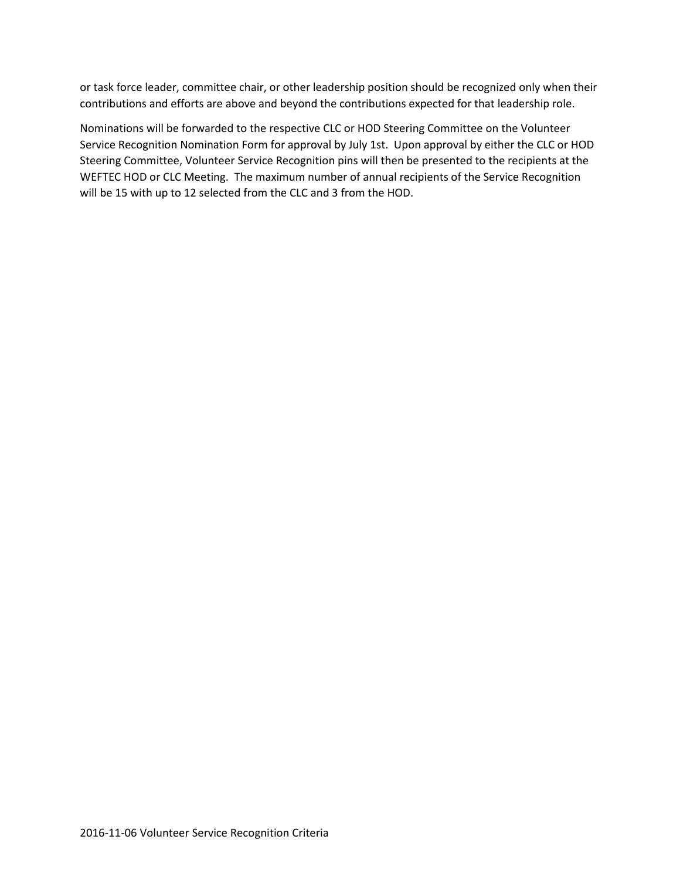or task force leader, committee chair, or other leadership position should be recognized only when their contributions and efforts are above and beyond the contributions expected for that leadership role.

Nominations will be forwarded to the respective CLC or HOD Steering Committee on the Volunteer Service Recognition Nomination Form for approval by July 1st. Upon approval by either the CLC or HOD Steering Committee, Volunteer Service Recognition pins will then be presented to the recipients at the WEFTEC HOD or CLC Meeting. The maximum number of annual recipients of the Service Recognition will be 15 with up to 12 selected from the CLC and 3 from the HOD.